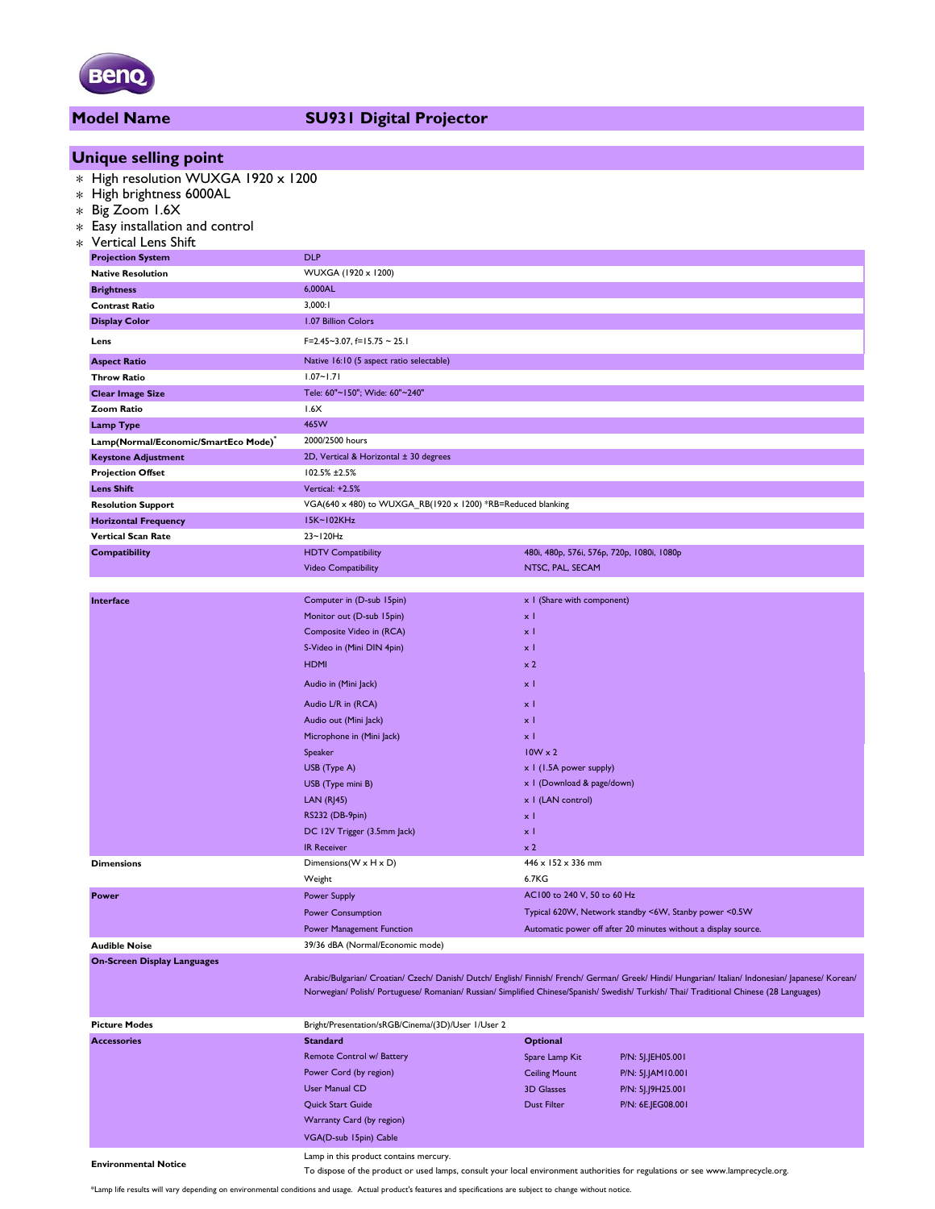| Model Name | SU931 Digital Projector |
|---|---|

## Unique selling point

- High resolution WUXGA 1920 x 1200
- High brightness 6000AL
- Big Zoom 1.6X
- Easy installation and control
- Vertical Lens Shift

| | | |
|---|---|---|
| **Projection System** | DLP | |
| **Native Resolution** | WUXGA (1920 x 1200) | |
| **Brightness** | 6,000AL | |
| **Contrast Ratio** | 3,000:1 | |
| **Display Color** | 1.07 Billion Colors | |
| **Lens** | F=2.45~3.07, f=15.75 ~ 25.1 | |
| **Aspect Ratio** | Native 16:10 (5 aspect ratio selectable) | |
| **Throw Ratio** | 1.07~1.71 | |
| **Clear Image Size** | Tele: 60"~150"; Wide: 60"~240" | |
| **Zoom Ratio** | 1.6X | |
| **Lamp Type** | 465W | |
| **Lamp(Normal/Economic/SmartEco Mode)*** | 2000/2500 hours | |
| **Keystone Adjustment** | 2D, Vertical & Horizontal ± 30 degrees | |
| **Projection Offset** | 102.5% ±2.5% | |
| **Lens Shift** | Vertical: +2.5% | |
| **Resolution Support** | VGA(640 x 480) to WUXGA_RB(1920 x 1200) *RB=Reduced blanking | |
| **Horizontal Frequency** | 15K~102KHz | |
| **Vertical Scan Rate** | 23~120Hz | |
| **Compatibility** | HDTV Compatibility | 480i, 480p, 576i, 576p, 720p, 1080i, 1080p |
| | Video Compatibility | NTSC, PAL, SECAM |
| **Interface** | Computer in (D-sub 15pin) | x 1 (Share with component) |
| | Monitor out (D-sub 15pin) | x 1 |
| | Composite Video in (RCA) | x 1 |
| | S-Video in (Mini DIN 4pin) | x 1 |
| | HDMI | x 2 |
| | Audio in (Mini Jack) | x 1 |
| | Audio L/R in (RCA) | x 1 |
| | Audio out (Mini Jack) | x 1 |
| | Microphone in (Mini Jack) | x 1 |
| | Speaker | 10W x 2 |
| | USB (Type A) | x 1 (1.5A power supply) |
| | USB (Type mini B) | x 1 (Download & page/down) |
| | LAN (RJ45) | x 1 (LAN control) |
| | RS232 (DB-9pin) | x 1 |
| | DC 12V Trigger (3.5mm Jack) | x 1 |
| | IR Receiver | x 2 |
| **Dimensions** | Dimensions(W x H x D) | 446 x 152 x 336 mm |
| | Weight | 6.7KG |
| **Power** | Power Supply | AC100 to 240 V, 50 to 60 Hz |
| | Power Consumption | Typical 620W, Network standby <6W, Stanby power <0.5W |
| | Power Management Function | Automatic power off after 20 minutes without a display source. |
| **Audible Noise** | 39/36 dBA (Normal/Economic mode) | |
| **On-Screen Display Languages** | Arabic/Bulgarian/ Croatian/ Czech/ Danish/ Dutch/ English/ Finnish/ French/ German/ Greek/ Hindi/ Hungarian/ Italian/ Indonesian/ Japanese/ Korean/ Norwegian/ Polish/ Portuguese/ Romanian/ Russian/ Simplified Chinese/Spanish/ Swedish/ Turkish/ Thai/ Traditional Chinese (28 Languages) | |
| **Picture Modes** | Bright/Presentation/sRGB/Cinema/(3D)/User 1/User 2 | |
| **Accessories** | **Standard** | **Optional** |
| | Remote Control w/ Battery | Spare Lamp Kit P/N: 5J.JEH05.001 |
| | Power Cord (by region) | Ceiling Mount P/N: 5J.JAM10.001 |
| | User Manual CD | 3D Glasses P/N: 5J.J9H25.001 |
| | Quick Start Guide | Dust Filter P/N: 6E.JEG08.001 |
| | Warranty Card (by region) | |
| | VGA(D-sub 15pin) Cable | |
| **Environmental Notice** | Lamp in this product contains mercury. To dispose of the product or used lamps, consult your local environment authorities for regulations or see www.lamprecycle.org. | |

*Lamp life results will vary depending on environmental conditions and usage. Actual product's features and specifications are subject to change without notice.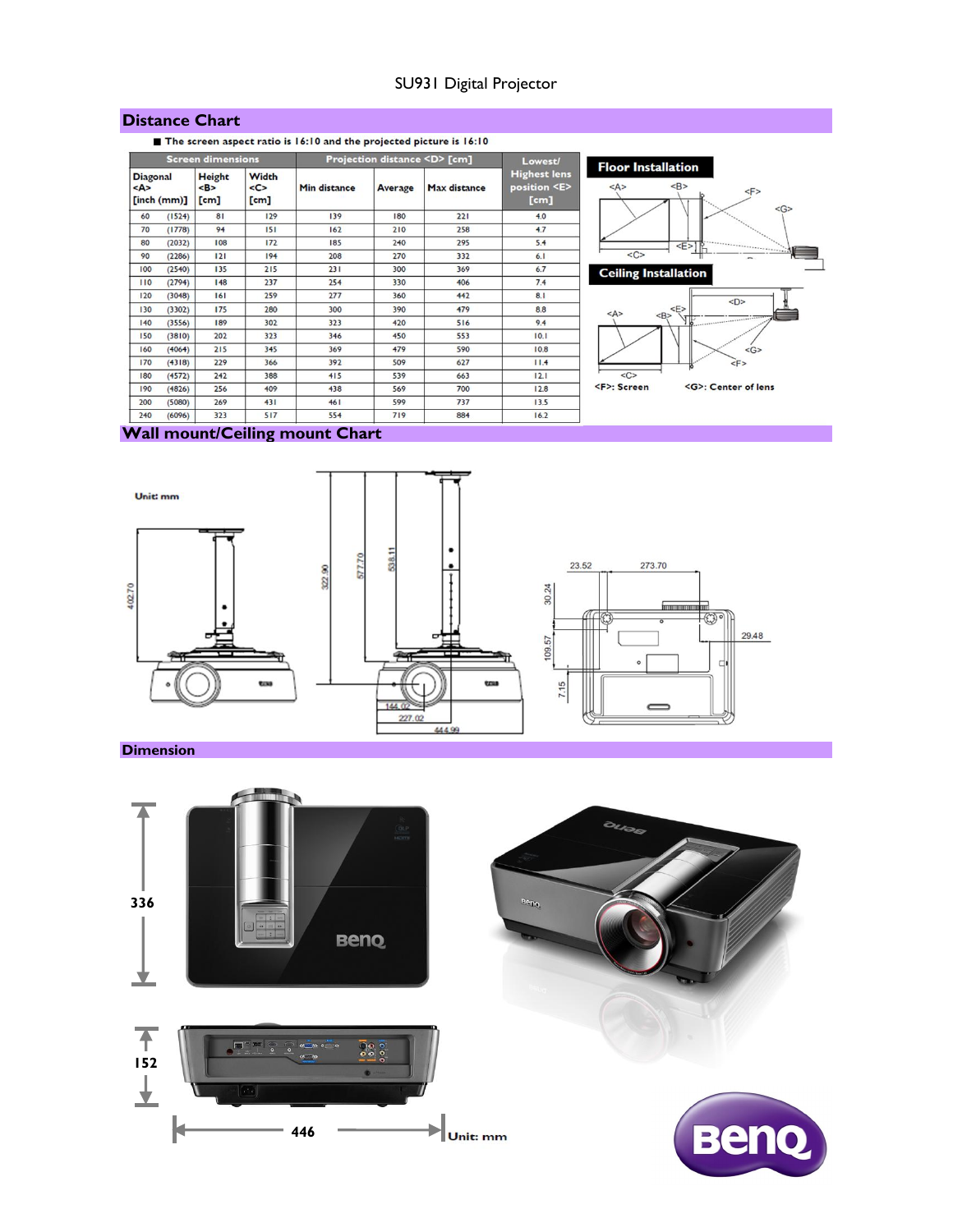SU931 Digital Projector

## Distance Chart

■ The screen aspect ratio is 16:10 and the projected picture is 16:10

| Screen dimensions | | | Projection distance <D> [cm] | | | Lowest/ Highest lens position <E> [cm] |
|---|---|---|---|---|---|---|
| Diagonal <A> [inch (mm)] | Height <B> [cm] | Width <C> [cm] | Min distance | Average | Max distance | |
| 60 (1524) | 81 | 129 | 139 | 180 | 221 | 4.0 |
| 70 (1778) | 94 | 151 | 162 | 210 | 258 | 4.7 |
| 80 (2032) | 108 | 172 | 185 | 240 | 295 | 5.4 |
| 90 (2286) | 121 | 194 | 208 | 270 | 332 | 6.1 |
| 100 (2540) | 135 | 215 | 231 | 300 | 369 | 6.7 |
| 110 (2794) | 148 | 237 | 254 | 330 | 406 | 7.4 |
| 120 (3048) | 161 | 259 | 277 | 360 | 442 | 8.1 |
| 130 (3302) | 175 | 280 | 300 | 390 | 479 | 8.8 |
| 140 (3556) | 189 | 302 | 323 | 420 | 516 | 9.4 |
| 150 (3810) | 202 | 323 | 346 | 450 | 553 | 10.1 |
| 160 (4064) | 215 | 345 | 369 | 479 | 590 | 10.8 |
| 170 (4318) | 229 | 366 | 392 | 509 | 627 | 11.4 |
| 180 (4572) | 242 | 388 | 415 | 539 | 663 | 12.1 |
| 190 (4826) | 256 | 409 | 438 | 569 | 700 | 12.8 |
| 200 (5080) | 269 | 431 | 461 | 599 | 737 | 13.5 |
| 240 (6096) | 323 | 517 | 554 | 719 | 884 | 16.2 |

**Floor Installation**

**Ceiling Installation**

<F>: Screen <G>: Center of lens

## Wall mount/Ceiling mount Chart

Unit: mm

402.70

322.90

577.70

538.11

144.02

227.02

444.99

23.52

273.70

30.24

109.57

7.15

29.48

## Dimension

336

152

446

Unit: mm